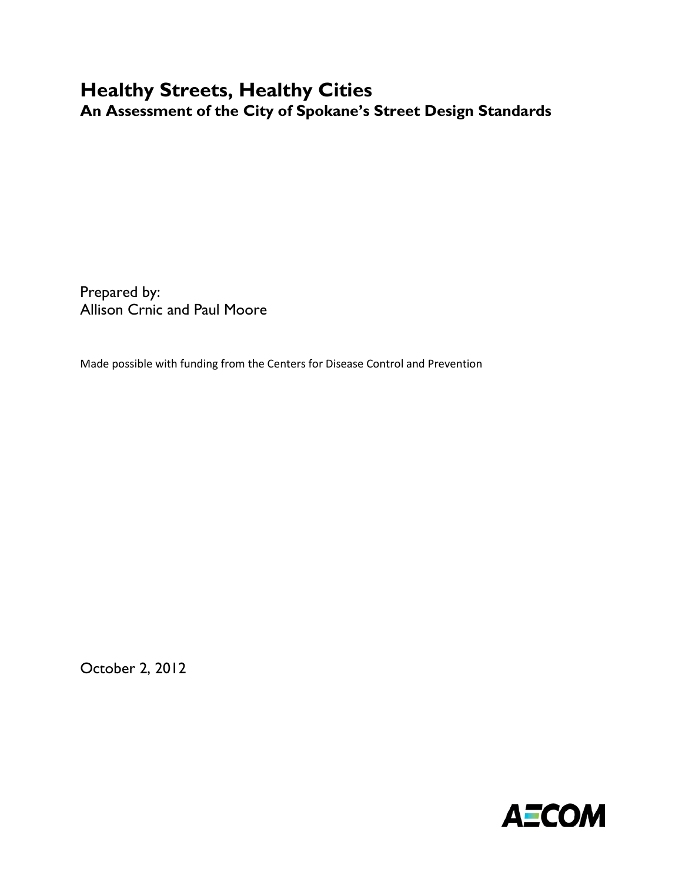# Healthy Streets, Healthy Cities

## An Assessment of the City of Spokane's Street Design Standards

Prepared by:
Allison Crnic and Paul Moore

Made possible with funding from the Centers for Disease Control and Prevention

October 2, 2012

AECOM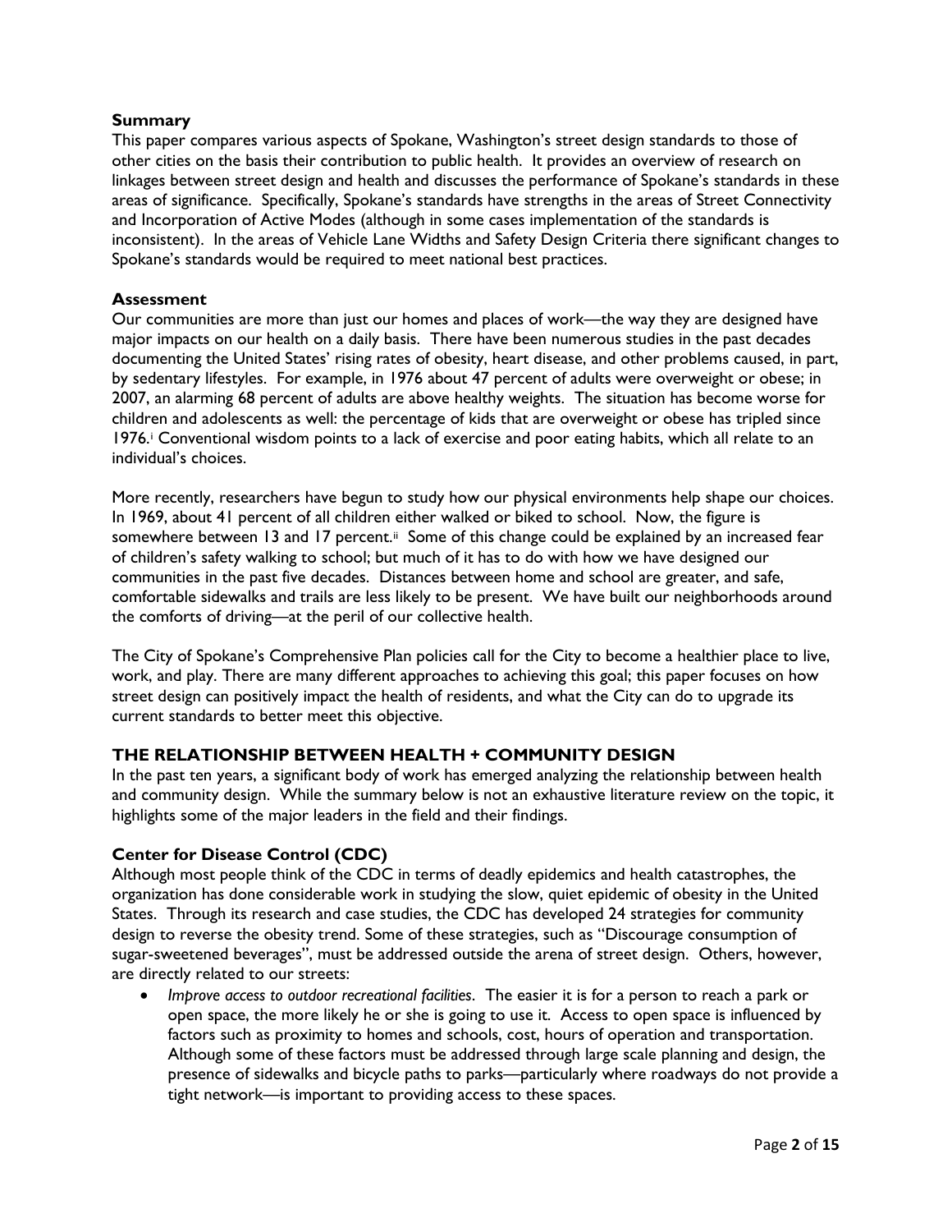### Summary

This paper compares various aspects of Spokane, Washington's street design standards to those of other cities on the basis their contribution to public health. It provides an overview of research on linkages between street design and health and discusses the performance of Spokane's standards in these areas of significance. Specifically, Spokane's standards have strengths in the areas of Street Connectivity and Incorporation of Active Modes (although in some cases implementation of the standards is inconsistent). In the areas of Vehicle Lane Widths and Safety Design Criteria there significant changes to Spokane's standards would be required to meet national best practices.

### Assessment

Our communities are more than just our homes and places of work—the way they are designed have major impacts on our health on a daily basis. There have been numerous studies in the past decades documenting the United States' rising rates of obesity, heart disease, and other problems caused, in part, by sedentary lifestyles. For example, in 1976 about 47 percent of adults were overweight or obese; in 2007, an alarming 68 percent of adults are above healthy weights. The situation has become worse for children and adolescents as well: the percentage of kids that are overweight or obese has tripled since 1976.[i] Conventional wisdom points to a lack of exercise and poor eating habits, which all relate to an individual's choices.

More recently, researchers have begun to study how our physical environments help shape our choices. In 1969, about 41 percent of all children either walked or biked to school. Now, the figure is somewhere between 13 and 17 percent.[ii] Some of this change could be explained by an increased fear of children's safety walking to school; but much of it has to do with how we have designed our communities in the past five decades. Distances between home and school are greater, and safe, comfortable sidewalks and trails are less likely to be present. We have built our neighborhoods around the comforts of driving—at the peril of our collective health.

The City of Spokane's Comprehensive Plan policies call for the City to become a healthier place to live, work, and play. There are many different approaches to achieving this goal; this paper focuses on how street design can positively impact the health of residents, and what the City can do to upgrade its current standards to better meet this objective.

## THE RELATIONSHIP BETWEEN HEALTH + COMMUNITY DESIGN

In the past ten years, a significant body of work has emerged analyzing the relationship between health and community design. While the summary below is not an exhaustive literature review on the topic, it highlights some of the major leaders in the field and their findings.

### Center for Disease Control (CDC)

Although most people think of the CDC in terms of deadly epidemics and health catastrophes, the organization has done considerable work in studying the slow, quiet epidemic of obesity in the United States. Through its research and case studies, the CDC has developed 24 strategies for community design to reverse the obesity trend. Some of these strategies, such as "Discourage consumption of sugar-sweetened beverages", must be addressed outside the arena of street design. Others, however, are directly related to our streets:

- *Improve access to outdoor recreational facilities*. The easier it is for a person to reach a park or open space, the more likely he or she is going to use it. Access to open space is influenced by factors such as proximity to homes and schools, cost, hours of operation and transportation. Although some of these factors must be addressed through large scale planning and design, the presence of sidewalks and bicycle paths to parks—particularly where roadways do not provide a tight network—is important to providing access to these spaces.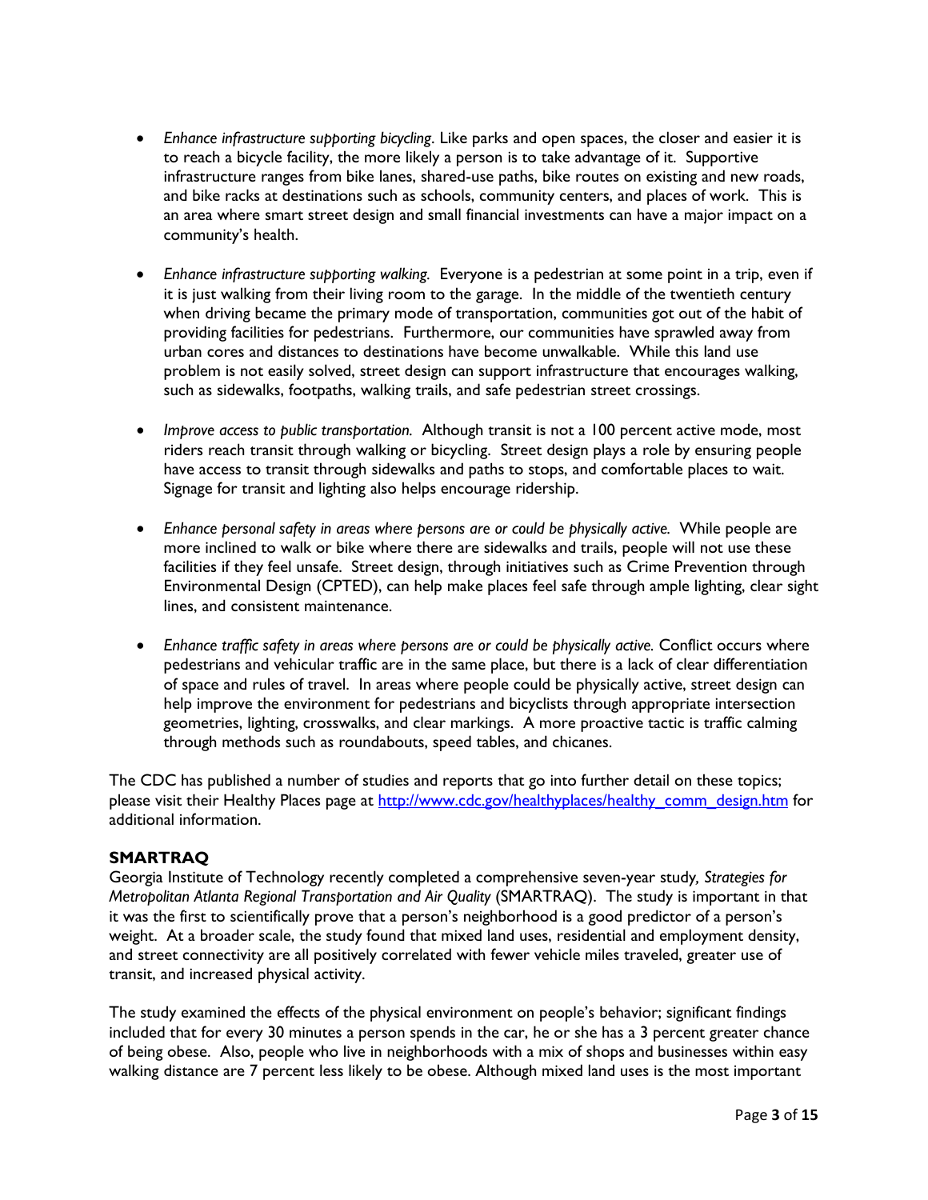- *Enhance infrastructure supporting bicycling*. Like parks and open spaces, the closer and easier it is to reach a bicycle facility, the more likely a person is to take advantage of it. Supportive infrastructure ranges from bike lanes, shared-use paths, bike routes on existing and new roads, and bike racks at destinations such as schools, community centers, and places of work. This is an area where smart street design and small financial investments can have a major impact on a community's health.

- *Enhance infrastructure supporting walking.* Everyone is a pedestrian at some point in a trip, even if it is just walking from their living room to the garage. In the middle of the twentieth century when driving became the primary mode of transportation, communities got out of the habit of providing facilities for pedestrians. Furthermore, our communities have sprawled away from urban cores and distances to destinations have become unwalkable. While this land use problem is not easily solved, street design can support infrastructure that encourages walking, such as sidewalks, footpaths, walking trails, and safe pedestrian street crossings.

- *Improve access to public transportation.* Although transit is not a 100 percent active mode, most riders reach transit through walking or bicycling. Street design plays a role by ensuring people have access to transit through sidewalks and paths to stops, and comfortable places to wait. Signage for transit and lighting also helps encourage ridership.

- *Enhance personal safety in areas where persons are or could be physically active.* While people are more inclined to walk or bike where there are sidewalks and trails, people will not use these facilities if they feel unsafe. Street design, through initiatives such as Crime Prevention through Environmental Design (CPTED), can help make places feel safe through ample lighting, clear sight lines, and consistent maintenance.

- *Enhance traffic safety in areas where persons are or could be physically active.* Conflict occurs where pedestrians and vehicular traffic are in the same place, but there is a lack of clear differentiation of space and rules of travel. In areas where people could be physically active, street design can help improve the environment for pedestrians and bicyclists through appropriate intersection geometries, lighting, crosswalks, and clear markings. A more proactive tactic is traffic calming through methods such as roundabouts, speed tables, and chicanes.

The CDC has published a number of studies and reports that go into further detail on these topics; please visit their Healthy Places page at [http://www.cdc.gov/healthyplaces/healthy_comm_design.htm](http://www.cdc.gov/healthyplaces/healthy_comm_design.htm) for additional information.

## SMARTRAQ

Georgia Institute of Technology recently completed a comprehensive seven-year study*, Strategies for Metropolitan Atlanta Regional Transportation and Air Quality* (SMARTRAQ). The study is important in that it was the first to scientifically prove that a person's neighborhood is a good predictor of a person's weight. At a broader scale, the study found that mixed land uses, residential and employment density, and street connectivity are all positively correlated with fewer vehicle miles traveled, greater use of transit, and increased physical activity.

The study examined the effects of the physical environment on people's behavior; significant findings included that for every 30 minutes a person spends in the car, he or she has a 3 percent greater chance of being obese. Also, people who live in neighborhoods with a mix of shops and businesses within easy walking distance are 7 percent less likely to be obese. Although mixed land uses is the most important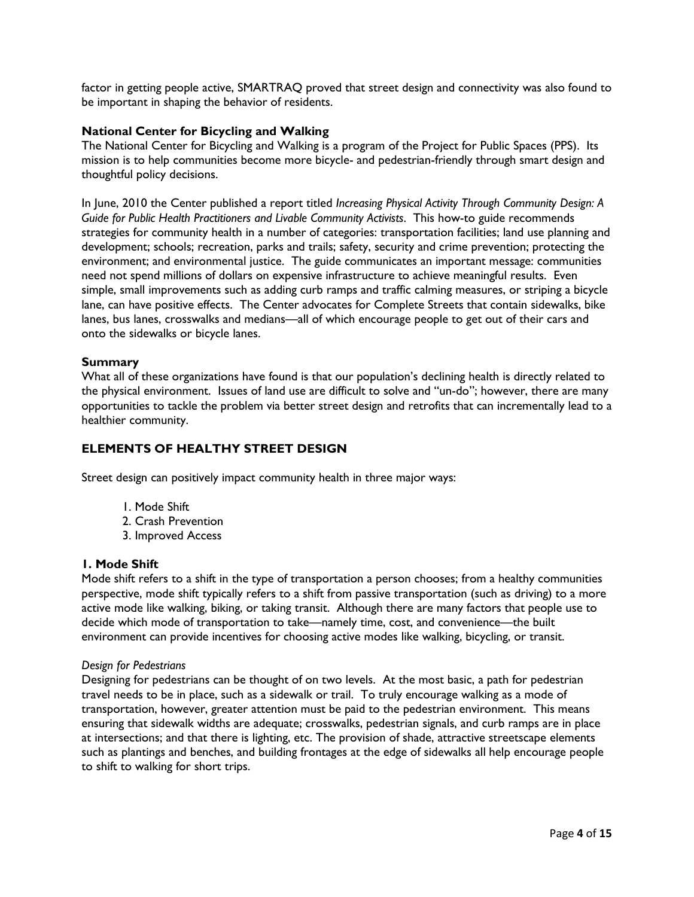factor in getting people active, SMARTRAQ proved that street design and connectivity was also found to be important in shaping the behavior of residents.

**National Center for Bicycling and Walking**

The National Center for Bicycling and Walking is a program of the Project for Public Spaces (PPS). Its mission is to help communities become more bicycle- and pedestrian-friendly through smart design and thoughtful policy decisions.

In June, 2010 the Center published a report titled *Increasing Physical Activity Through Community Design: A Guide for Public Health Practitioners and Livable Community Activists*. This how-to guide recommends strategies for community health in a number of categories: transportation facilities; land use planning and development; schools; recreation, parks and trails; safety, security and crime prevention; protecting the environment; and environmental justice. The guide communicates an important message: communities need not spend millions of dollars on expensive infrastructure to achieve meaningful results. Even simple, small improvements such as adding curb ramps and traffic calming measures, or striping a bicycle lane, can have positive effects. The Center advocates for Complete Streets that contain sidewalks, bike lanes, bus lanes, crosswalks and medians—all of which encourage people to get out of their cars and onto the sidewalks or bicycle lanes.

**Summary**

What all of these organizations have found is that our population's declining health is directly related to the physical environment. Issues of land use are difficult to solve and "un-do"; however, there are many opportunities to tackle the problem via better street design and retrofits that can incrementally lead to a healthier community.

## ELEMENTS OF HEALTHY STREET DESIGN

Street design can positively impact community health in three major ways:

1. Mode Shift
2. Crash Prevention
3. Improved Access

**1. Mode Shift**

Mode shift refers to a shift in the type of transportation a person chooses; from a healthy communities perspective, mode shift typically refers to a shift from passive transportation (such as driving) to a more active mode like walking, biking, or taking transit. Although there are many factors that people use to decide which mode of transportation to take—namely time, cost, and convenience—the built environment can provide incentives for choosing active modes like walking, bicycling, or transit.

*Design for Pedestrians*

Designing for pedestrians can be thought of on two levels. At the most basic, a path for pedestrian travel needs to be in place, such as a sidewalk or trail. To truly encourage walking as a mode of transportation, however, greater attention must be paid to the pedestrian environment. This means ensuring that sidewalk widths are adequate; crosswalks, pedestrian signals, and curb ramps are in place at intersections; and that there is lighting, etc. The provision of shade, attractive streetscape elements such as plantings and benches, and building frontages at the edge of sidewalks all help encourage people to shift to walking for short trips.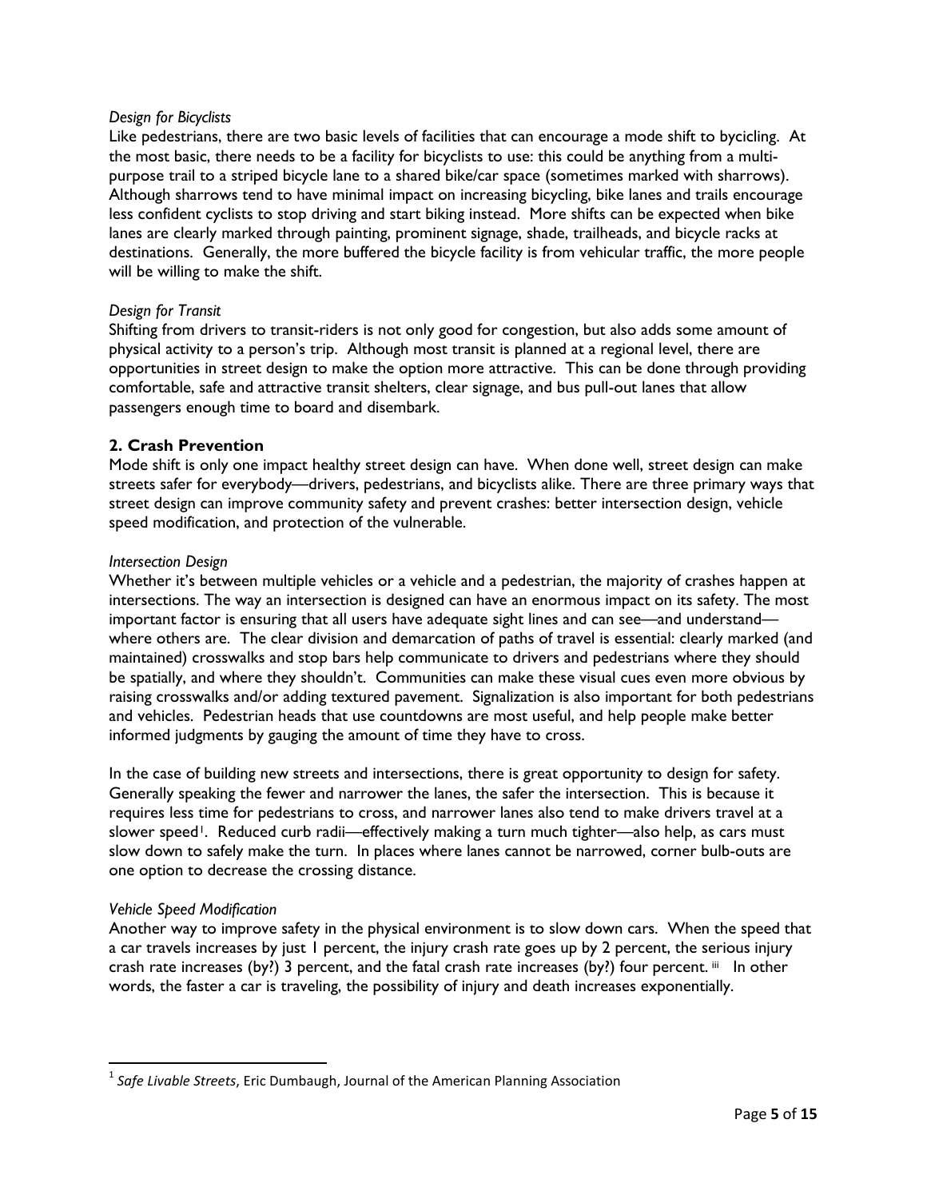*Design for Bicyclists*

Like pedestrians, there are two basic levels of facilities that can encourage a mode shift to bycicling. At the most basic, there needs to be a facility for bicyclists to use: this could be anything from a multi-purpose trail to a striped bicycle lane to a shared bike/car space (sometimes marked with sharrows). Although sharrows tend to have minimal impact on increasing bicycling, bike lanes and trails encourage less confident cyclists to stop driving and start biking instead. More shifts can be expected when bike lanes are clearly marked through painting, prominent signage, shade, trailheads, and bicycle racks at destinations. Generally, the more buffered the bicycle facility is from vehicular traffic, the more people will be willing to make the shift.

*Design for Transit*

Shifting from drivers to transit-riders is not only good for congestion, but also adds some amount of physical activity to a person's trip. Although most transit is planned at a regional level, there are opportunities in street design to make the option more attractive. This can be done through providing comfortable, safe and attractive transit shelters, clear signage, and bus pull-out lanes that allow passengers enough time to board and disembark.

### 2. Crash Prevention

Mode shift is only one impact healthy street design can have. When done well, street design can make streets safer for everybody—drivers, pedestrians, and bicyclists alike. There are three primary ways that street design can improve community safety and prevent crashes: better intersection design, vehicle speed modification, and protection of the vulnerable.

*Intersection Design*

Whether it's between multiple vehicles or a vehicle and a pedestrian, the majority of crashes happen at intersections. The way an intersection is designed can have an enormous impact on its safety. The most important factor is ensuring that all users have adequate sight lines and can see—and understand—where others are. The clear division and demarcation of paths of travel is essential: clearly marked (and maintained) crosswalks and stop bars help communicate to drivers and pedestrians where they should be spatially, and where they shouldn't. Communities can make these visual cues even more obvious by raising crosswalks and/or adding textured pavement. Signalization is also important for both pedestrians and vehicles. Pedestrian heads that use countdowns are most useful, and help people make better informed judgments by gauging the amount of time they have to cross.

In the case of building new streets and intersections, there is great opportunity to design for safety. Generally speaking the fewer and narrower the lanes, the safer the intersection. This is because it requires less time for pedestrians to cross, and narrower lanes also tend to make drivers travel at a slower speed[1]. Reduced curb radii—effectively making a turn much tighter—also help, as cars must slow down to safely make the turn. In places where lanes cannot be narrowed, corner bulb-outs are one option to decrease the crossing distance.

*Vehicle Speed Modification*

Another way to improve safety in the physical environment is to slow down cars. When the speed that a car travels increases by just 1 percent, the injury crash rate goes up by 2 percent, the serious injury crash rate increases (by?) 3 percent, and the fatal crash rate increases (by?) four percent.[iii] In other words, the faster a car is traveling, the possibility of injury and death increases exponentially.

---

[1] *Safe Livable Streets*, Eric Dumbaugh, Journal of the American Planning Association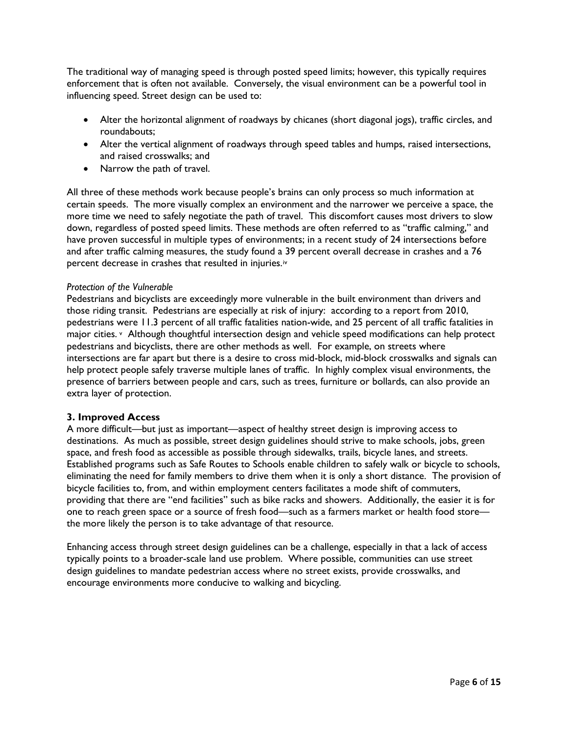The traditional way of managing speed is through posted speed limits; however, this typically requires enforcement that is often not available. Conversely, the visual environment can be a powerful tool in influencing speed. Street design can be used to:

- Alter the horizontal alignment of roadways by chicanes (short diagonal jogs), traffic circles, and roundabouts;
- Alter the vertical alignment of roadways through speed tables and humps, raised intersections, and raised crosswalks; and
- Narrow the path of travel.

All three of these methods work because people's brains can only process so much information at certain speeds. The more visually complex an environment and the narrower we perceive a space, the more time we need to safely negotiate the path of travel. This discomfort causes most drivers to slow down, regardless of posted speed limits. These methods are often referred to as "traffic calming," and have proven successful in multiple types of environments; in a recent study of 24 intersections before and after traffic calming measures, the study found a 39 percent overall decrease in crashes and a 76 percent decrease in crashes that resulted in injuries.[iv]

*Protection of the Vulnerable*

Pedestrians and bicyclists are exceedingly more vulnerable in the built environment than drivers and those riding transit. Pedestrians are especially at risk of injury: according to a report from 2010, pedestrians were 11.3 percent of all traffic fatalities nation-wide, and 25 percent of all traffic fatalities in major cities.[v] Although thoughtful intersection design and vehicle speed modifications can help protect pedestrians and bicyclists, there are other methods as well. For example, on streets where intersections are far apart but there is a desire to cross mid-block, mid-block crosswalks and signals can help protect people safely traverse multiple lanes of traffic. In highly complex visual environments, the presence of barriers between people and cars, such as trees, furniture or bollards, can also provide an extra layer of protection.

### 3. Improved Access

A more difficult—but just as important—aspect of healthy street design is improving access to destinations. As much as possible, street design guidelines should strive to make schools, jobs, green space, and fresh food as accessible as possible through sidewalks, trails, bicycle lanes, and streets. Established programs such as Safe Routes to Schools enable children to safely walk or bicycle to schools, eliminating the need for family members to drive them when it is only a short distance. The provision of bicycle facilities to, from, and within employment centers facilitates a mode shift of commuters, providing that there are "end facilities" such as bike racks and showers. Additionally, the easier it is for one to reach green space or a source of fresh food—such as a farmers market or health food store—the more likely the person is to take advantage of that resource.

Enhancing access through street design guidelines can be a challenge, especially in that a lack of access typically points to a broader-scale land use problem. Where possible, communities can use street design guidelines to mandate pedestrian access where no street exists, provide crosswalks, and encourage environments more conducive to walking and bicycling.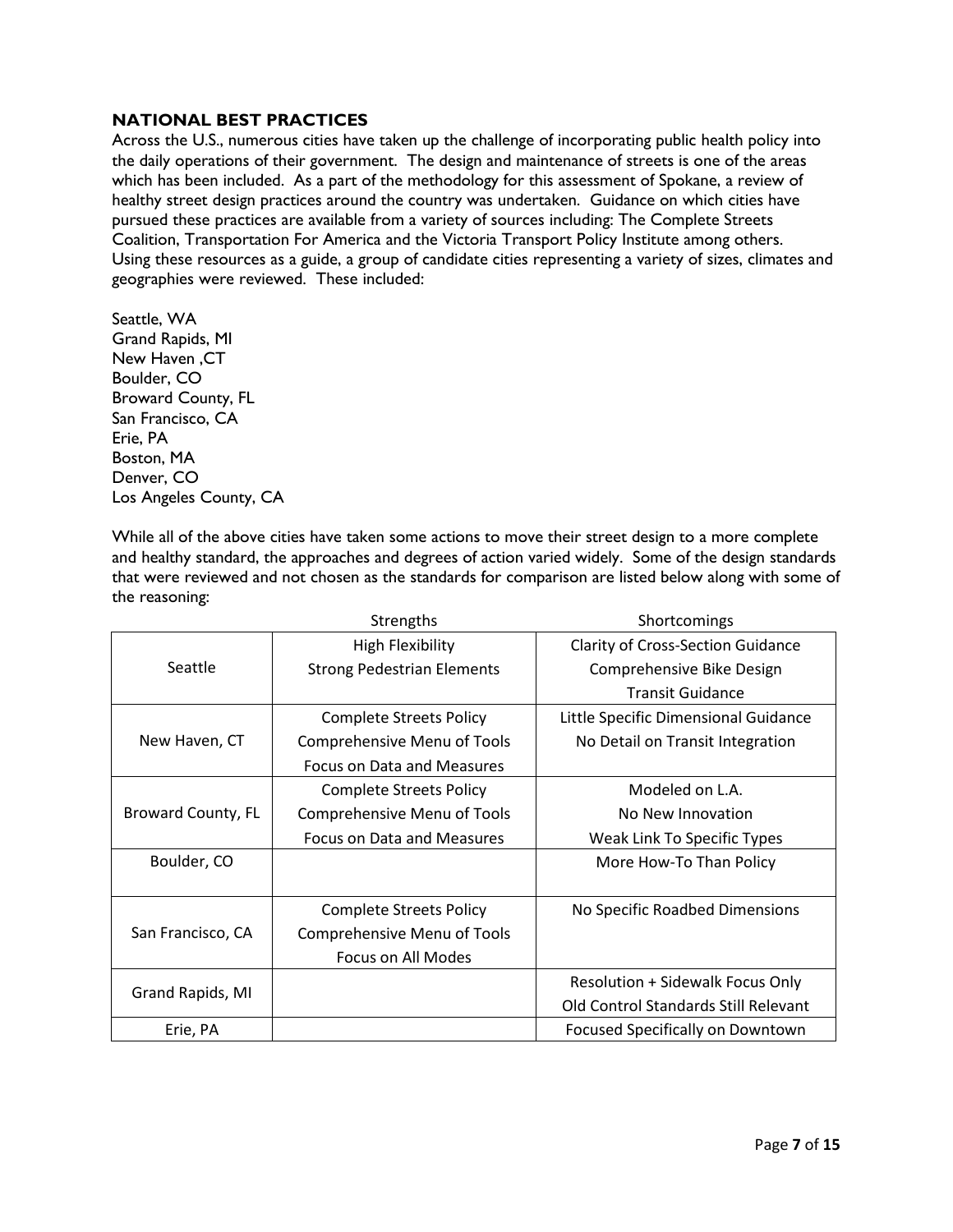## NATIONAL BEST PRACTICES

Across the U.S., numerous cities have taken up the challenge of incorporating public health policy into the daily operations of their government. The design and maintenance of streets is one of the areas which has been included. As a part of the methodology for this assessment of Spokane, a review of healthy street design practices around the country was undertaken. Guidance on which cities have pursued these practices are available from a variety of sources including: The Complete Streets Coalition, Transportation For America and the Victoria Transport Policy Institute among others. Using these resources as a guide, a group of candidate cities representing a variety of sizes, climates and geographies were reviewed. These included:

Seattle, WA
Grand Rapids, MI
New Haven ,CT
Boulder, CO
Broward County, FL
San Francisco, CA
Erie, PA
Boston, MA
Denver, CO
Los Angeles County, CA

While all of the above cities have taken some actions to move their street design to a more complete and healthy standard, the approaches and degrees of action varied widely. Some of the design standards that were reviewed and not chosen as the standards for comparison are listed below along with some of the reasoning:

| | Strengths | Shortcomings |
|---|---|---|
| Seattle | High Flexibility<br>Strong Pedestrian Elements | Clarity of Cross-Section Guidance<br>Comprehensive Bike Design<br>Transit Guidance |
| New Haven, CT | Complete Streets Policy<br>Comprehensive Menu of Tools<br>Focus on Data and Measures | Little Specific Dimensional Guidance<br>No Detail on Transit Integration |
| Broward County, FL | Complete Streets Policy<br>Comprehensive Menu of Tools<br>Focus on Data and Measures | Modeled on L.A.<br>No New Innovation<br>Weak Link To Specific Types |
| Boulder, CO | | More How-To Than Policy |
| San Francisco, CA | Complete Streets Policy<br>Comprehensive Menu of Tools<br>Focus on All Modes | No Specific Roadbed Dimensions |
| Grand Rapids, MI | | Resolution + Sidewalk Focus Only<br>Old Control Standards Still Relevant |
| Erie, PA | | Focused Specifically on Downtown |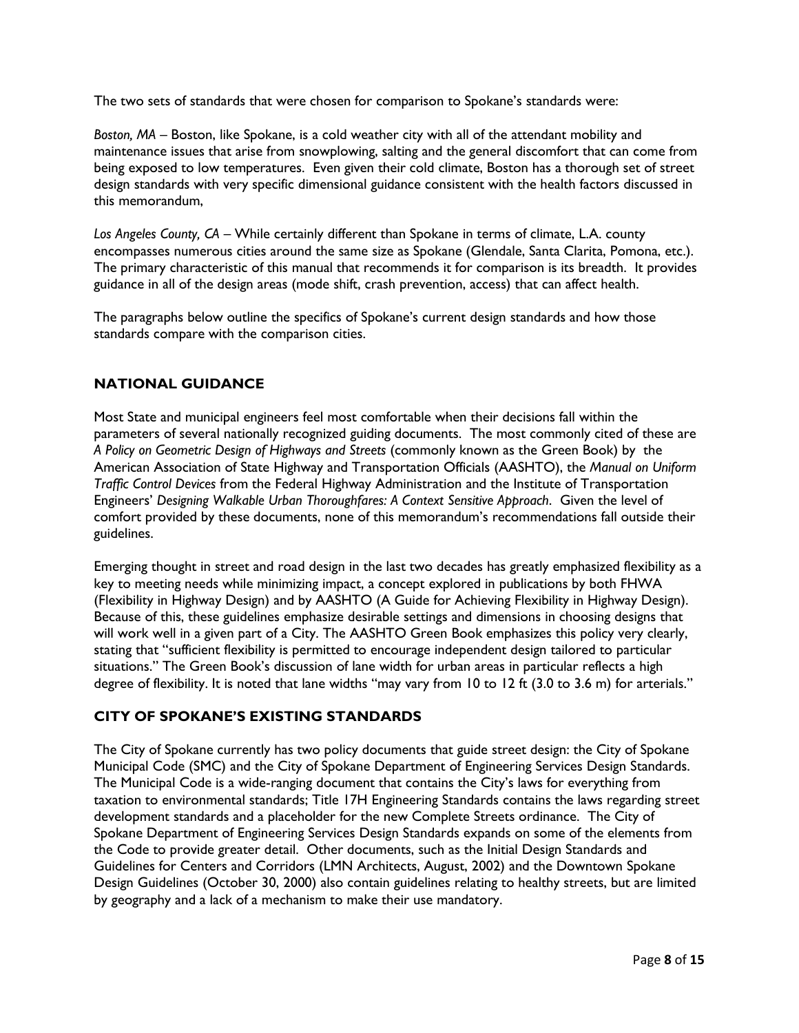The two sets of standards that were chosen for comparison to Spokane's standards were:

*Boston, MA* – Boston, like Spokane, is a cold weather city with all of the attendant mobility and maintenance issues that arise from snowplowing, salting and the general discomfort that can come from being exposed to low temperatures. Even given their cold climate, Boston has a thorough set of street design standards with very specific dimensional guidance consistent with the health factors discussed in this memorandum,

*Los Angeles County, CA* – While certainly different than Spokane in terms of climate, L.A. county encompasses numerous cities around the same size as Spokane (Glendale, Santa Clarita, Pomona, etc.). The primary characteristic of this manual that recommends it for comparison is its breadth. It provides guidance in all of the design areas (mode shift, crash prevention, access) that can affect health.

The paragraphs below outline the specifics of Spokane's current design standards and how those standards compare with the comparison cities.

## NATIONAL GUIDANCE

Most State and municipal engineers feel most comfortable when their decisions fall within the parameters of several nationally recognized guiding documents. The most commonly cited of these are *A Policy on Geometric Design of Highways and Streets* (commonly known as the Green Book) by the American Association of State Highway and Transportation Officials (AASHTO), the *Manual on Uniform Traffic Control Devices* from the Federal Highway Administration and the Institute of Transportation Engineers' *Designing Walkable Urban Thoroughfares: A Context Sensitive Approach*. Given the level of comfort provided by these documents, none of this memorandum's recommendations fall outside their guidelines.

Emerging thought in street and road design in the last two decades has greatly emphasized flexibility as a key to meeting needs while minimizing impact, a concept explored in publications by both FHWA (Flexibility in Highway Design) and by AASHTO (A Guide for Achieving Flexibility in Highway Design). Because of this, these guidelines emphasize desirable settings and dimensions in choosing designs that will work well in a given part of a City. The AASHTO Green Book emphasizes this policy very clearly, stating that "sufficient flexibility is permitted to encourage independent design tailored to particular situations." The Green Book's discussion of lane width for urban areas in particular reflects a high degree of flexibility. It is noted that lane widths "may vary from 10 to 12 ft (3.0 to 3.6 m) for arterials."

## CITY OF SPOKANE'S EXISTING STANDARDS

The City of Spokane currently has two policy documents that guide street design: the City of Spokane Municipal Code (SMC) and the City of Spokane Department of Engineering Services Design Standards. The Municipal Code is a wide-ranging document that contains the City's laws for everything from taxation to environmental standards; Title 17H Engineering Standards contains the laws regarding street development standards and a placeholder for the new Complete Streets ordinance. The City of Spokane Department of Engineering Services Design Standards expands on some of the elements from the Code to provide greater detail. Other documents, such as the Initial Design Standards and Guidelines for Centers and Corridors (LMN Architects, August, 2002) and the Downtown Spokane Design Guidelines (October 30, 2000) also contain guidelines relating to healthy streets, but are limited by geography and a lack of a mechanism to make their use mandatory.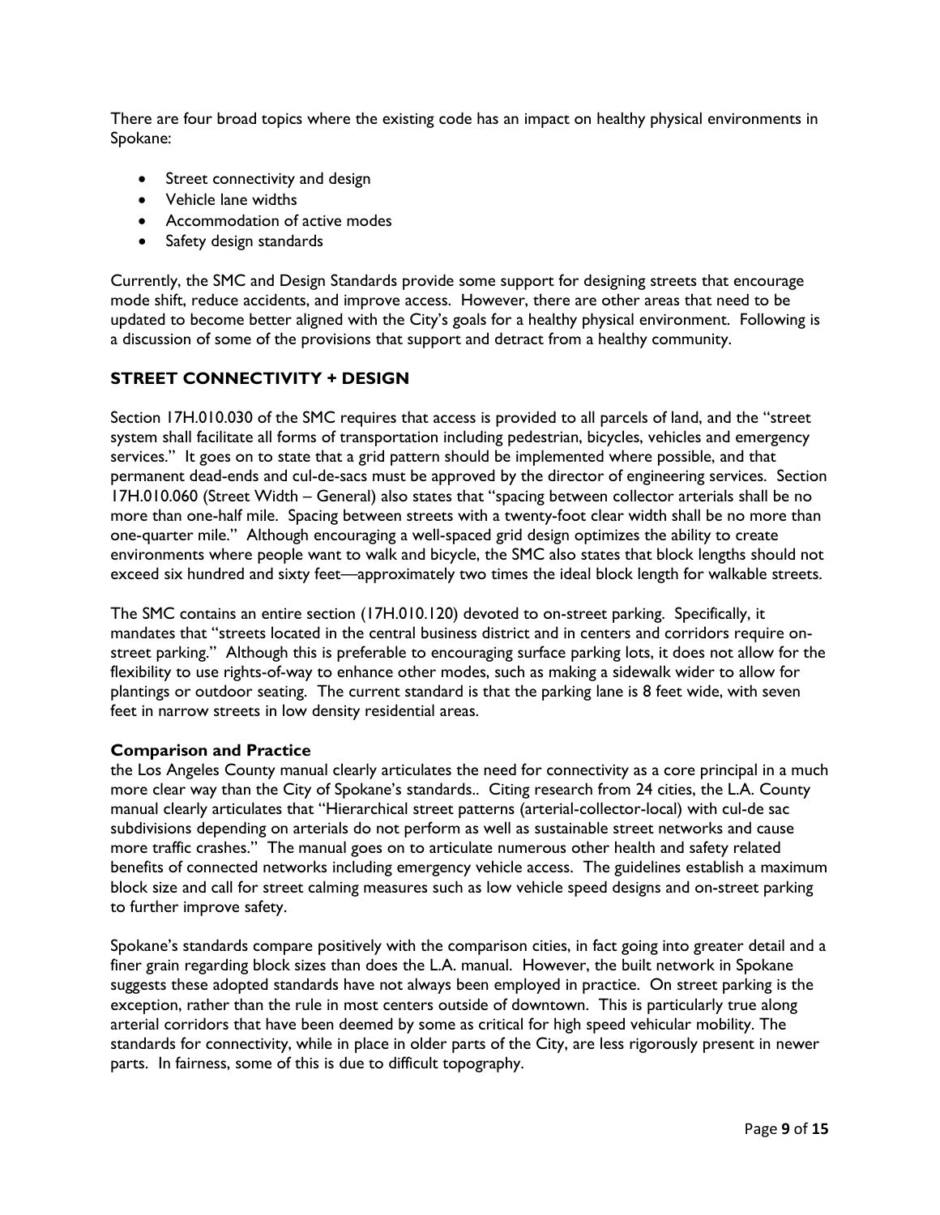There are four broad topics where the existing code has an impact on healthy physical environments in Spokane:

- Street connectivity and design
- Vehicle lane widths
- Accommodation of active modes
- Safety design standards

Currently, the SMC and Design Standards provide some support for designing streets that encourage mode shift, reduce accidents, and improve access. However, there are other areas that need to be updated to become better aligned with the City's goals for a healthy physical environment. Following is a discussion of some of the provisions that support and detract from a healthy community.

## STREET CONNECTIVITY + DESIGN

Section 17H.010.030 of the SMC requires that access is provided to all parcels of land, and the "street system shall facilitate all forms of transportation including pedestrian, bicycles, vehicles and emergency services." It goes on to state that a grid pattern should be implemented where possible, and that permanent dead-ends and cul-de-sacs must be approved by the director of engineering services. Section 17H.010.060 (Street Width – General) also states that "spacing between collector arterials shall be no more than one-half mile. Spacing between streets with a twenty-foot clear width shall be no more than one-quarter mile." Although encouraging a well-spaced grid design optimizes the ability to create environments where people want to walk and bicycle, the SMC also states that block lengths should not exceed six hundred and sixty feet—approximately two times the ideal block length for walkable streets.

The SMC contains an entire section (17H.010.120) devoted to on-street parking. Specifically, it mandates that "streets located in the central business district and in centers and corridors require on-street parking." Although this is preferable to encouraging surface parking lots, it does not allow for the flexibility to use rights-of-way to enhance other modes, such as making a sidewalk wider to allow for plantings or outdoor seating. The current standard is that the parking lane is 8 feet wide, with seven feet in narrow streets in low density residential areas.

### Comparison and Practice

the Los Angeles County manual clearly articulates the need for connectivity as a core principal in a much more clear way than the City of Spokane's standards.. Citing research from 24 cities, the L.A. County manual clearly articulates that "Hierarchical street patterns (arterial-collector-local) with cul-de sac subdivisions depending on arterials do not perform as well as sustainable street networks and cause more traffic crashes." The manual goes on to articulate numerous other health and safety related benefits of connected networks including emergency vehicle access. The guidelines establish a maximum block size and call for street calming measures such as low vehicle speed designs and on-street parking to further improve safety.

Spokane's standards compare positively with the comparison cities, in fact going into greater detail and a finer grain regarding block sizes than does the L.A. manual. However, the built network in Spokane suggests these adopted standards have not always been employed in practice. On street parking is the exception, rather than the rule in most centers outside of downtown. This is particularly true along arterial corridors that have been deemed by some as critical for high speed vehicular mobility. The standards for connectivity, while in place in older parts of the City, are less rigorously present in newer parts. In fairness, some of this is due to difficult topography.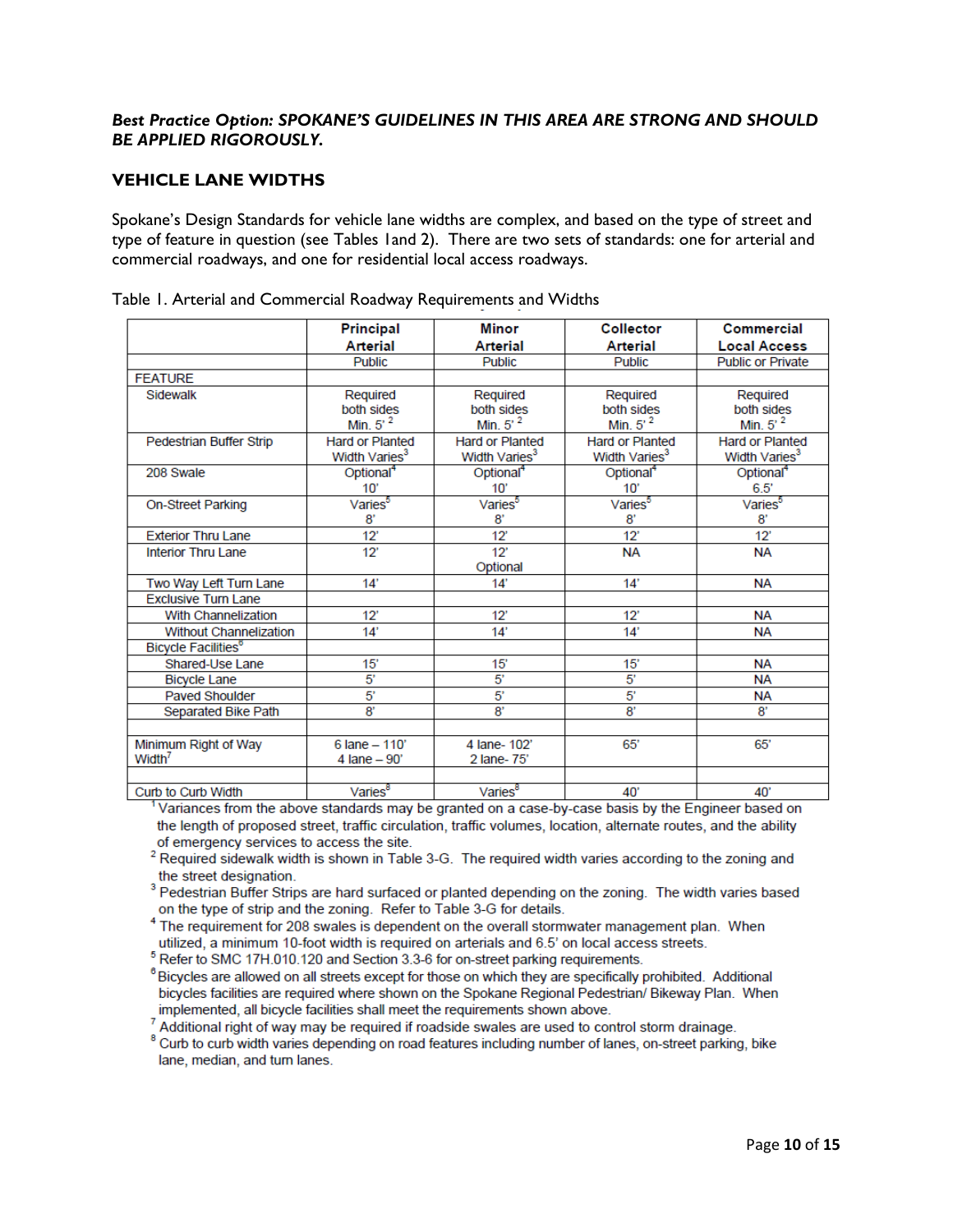***Best Practice Option: SPOKANE'S GUIDELINES IN THIS AREA ARE STRONG AND SHOULD BE APPLIED RIGOROUSLY.***

## VEHICLE LANE WIDTHS

Spokane's Design Standards for vehicle lane widths are complex, and based on the type of street and type of feature in question (see Tables 1and 2). There are two sets of standards: one for arterial and commercial roadways, and one for residential local access roadways.

Table 1. Arterial and Commercial Roadway Requirements and Widths

| | **Principal Arterial** | **Minor Arterial** | **Collector Arterial** | **Commercial Local Access** |
|---|---|---|---|---|
| | Public | Public | Public | Public or Private |
| FEATURE | | | | |
| Sidewalk | Required both sides Min. 5' [2] | Required both sides Min. 5' [2] | Required both sides Min. 5' [2] | Required both sides Min. 5' [2] |
| Pedestrian Buffer Strip | Hard or Planted Width Varies[3] | Hard or Planted Width Varies[3] | Hard or Planted Width Varies[3] | Hard or Planted Width Varies[3] |
| 208 Swale | Optional[4] 10' | Optional[4] 10' | Optional[4] 10' | Optional[4] 6.5' |
| On-Street Parking | Varies[5] 8' | Varies[5] 8' | Varies[5] 8' | Varies[5] 8' |
| Exterior Thru Lane | 12' | 12' | 12' | 12' |
| Interior Thru Lane | 12' | 12' Optional | NA | NA |
| Two Way Left Turn Lane | 14' | 14' | 14' | NA |
| Exclusive Turn Lane | | | | |
| With Channelization | 12' | 12' | 12' | NA |
| Without Channelization | 14' | 14' | 14' | NA |
| Bicycle Facilities[6] | | | | |
| Shared-Use Lane | 15' | 15' | 15' | NA |
| Bicycle Lane | 5' | 5' | 5' | NA |
| Paved Shoulder | 5' | 5' | 5' | NA |
| Separated Bike Path | 8' | 8' | 8' | 8' |
| | | | | |
| Minimum Right of Way Width[7] | 6 lane – 110' 4 lane – 90' | 4 lane- 102' 2 lane- 75' | 65' | 65' |
| | | | | |
| Curb to Curb Width | Varies[8] | Varies[8] | 40' | 40' |

[1] Variances from the above standards may be granted on a case-by-case basis by the Engineer based on the length of proposed street, traffic circulation, traffic volumes, location, alternate routes, and the ability of emergency services to access the site.

[2] Required sidewalk width is shown in Table 3-G. The required width varies according to the zoning and the street designation.

[3] Pedestrian Buffer Strips are hard surfaced or planted depending on the zoning. The width varies based on the type of strip and the zoning. Refer to Table 3-G for details.

[4] The requirement for 208 swales is dependent on the overall stormwater management plan. When utilized, a minimum 10-foot width is required on arterials and 6.5' on local access streets.

[5] Refer to SMC 17H.010.120 and Section 3.3-6 for on-street parking requirements.

[6] Bicycles are allowed on all streets except for those on which they are specifically prohibited. Additional bicycles facilities are required where shown on the Spokane Regional Pedestrian/ Bikeway Plan. When implemented, all bicycle facilities shall meet the requirements shown above.

[7] Additional right of way may be required if roadside swales are used to control storm drainage.

[8] Curb to curb width varies depending on road features including number of lanes, on-street parking, bike lane, median, and turn lanes.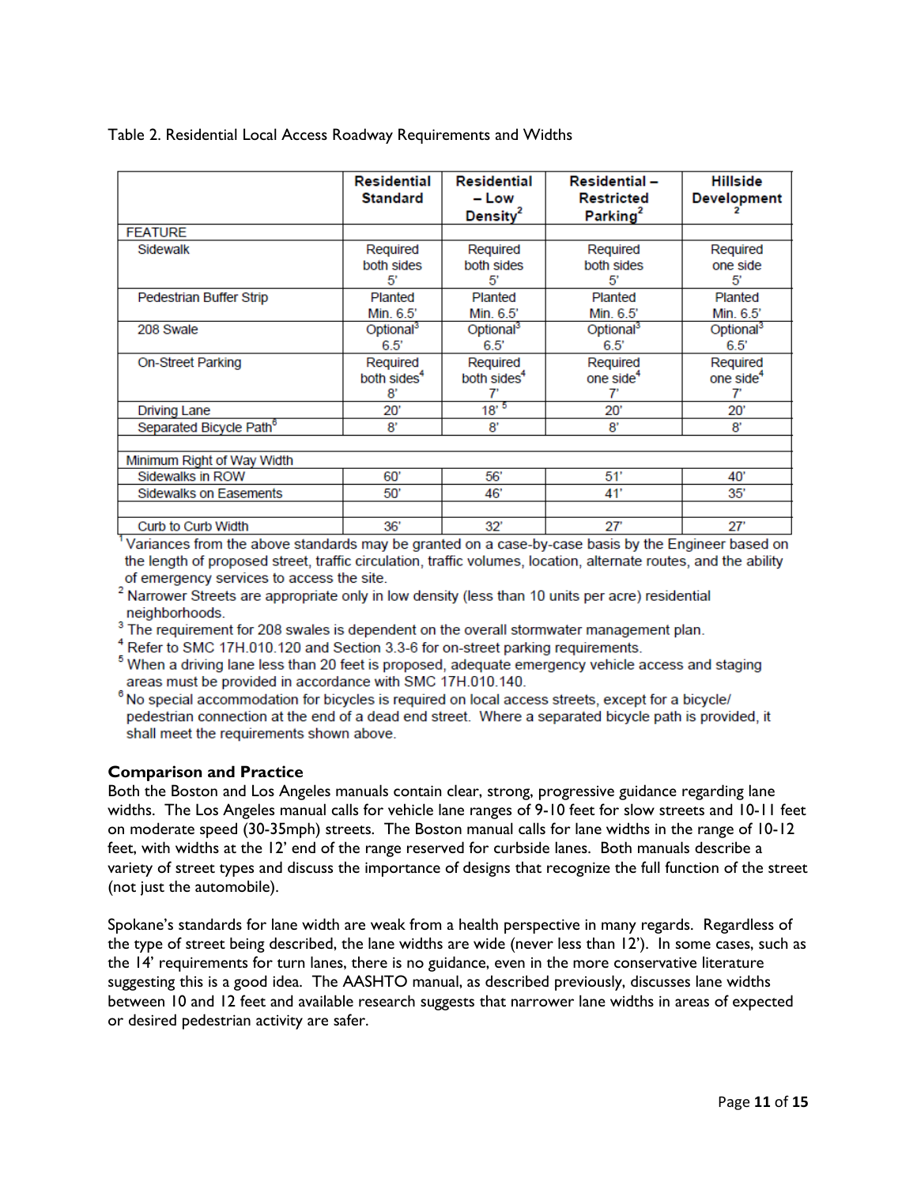Table 2. Residential Local Access Roadway Requirements and Widths

| | Residential Standard | Residential – Low Density[2] | Residential – Restricted Parking[2] | Hillside Development[2] |
|---|---|---|---|---|
| FEATURE | | | | |
| Sidewalk | Required both sides 5' | Required both sides 5' | Required both sides 5' | Required one side 5' |
| Pedestrian Buffer Strip | Planted Min. 6.5' | Planted Min. 6.5' | Planted Min. 6.5' | Planted Min. 6.5' |
| 208 Swale | Optional[3] 6.5' | Optional[3] 6.5' | Optional[3] 6.5' | Optional[3] 6.5' |
| On-Street Parking | Required both sides[4] 8' | Required both sides[4] 7' | Required one side[4] 7' | Required one side[4] 7' |
| Driving Lane | 20' | 18' [5] | 20' | 20' |
| Separated Bicycle Path[6] | 8' | 8' | 8' | 8' |
| | | | | |
| Minimum Right of Way Width | | | | |
| Sidewalks in ROW | 60' | 56' | 51' | 40' |
| Sidewalks on Easements | 50' | 46' | 41' | 35' |
| | | | | |
| Curb to Curb Width | 36' | 32' | 27' | 27' |

[1] Variances from the above standards may be granted on a case-by-case basis by the Engineer based on the length of proposed street, traffic circulation, traffic volumes, location, alternate routes, and the ability of emergency services to access the site.
[2] Narrower Streets are appropriate only in low density (less than 10 units per acre) residential neighborhoods.
[3] The requirement for 208 swales is dependent on the overall stormwater management plan.
[4] Refer to SMC 17H.010.120 and Section 3.3-6 for on-street parking requirements.
[5] When a driving lane less than 20 feet is proposed, adequate emergency vehicle access and staging areas must be provided in accordance with SMC 17H.010.140.
[6] No special accommodation for bicycles is required on local access streets, except for a bicycle/ pedestrian connection at the end of a dead end street. Where a separated bicycle path is provided, it shall meet the requirements shown above.

**Comparison and Practice**

Both the Boston and Los Angeles manuals contain clear, strong, progressive guidance regarding lane widths. The Los Angeles manual calls for vehicle lane ranges of 9-10 feet for slow streets and 10-11 feet on moderate speed (30-35mph) streets. The Boston manual calls for lane widths in the range of 10-12 feet, with widths at the 12' end of the range reserved for curbside lanes. Both manuals describe a variety of street types and discuss the importance of designs that recognize the full function of the street (not just the automobile).

Spokane's standards for lane width are weak from a health perspective in many regards. Regardless of the type of street being described, the lane widths are wide (never less than 12'). In some cases, such as the 14' requirements for turn lanes, there is no guidance, even in the more conservative literature suggesting this is a good idea. The AASHTO manual, as described previously, discusses lane widths between 10 and 12 feet and available research suggests that narrower lane widths in areas of expected or desired pedestrian activity are safer.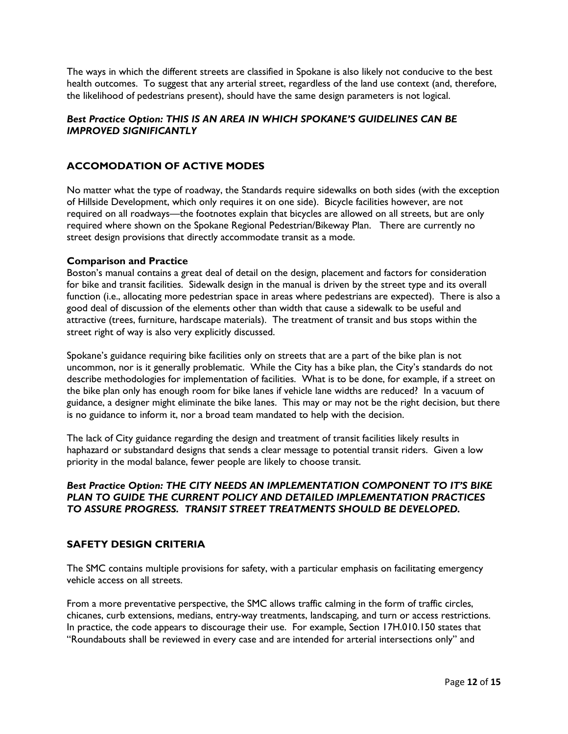The ways in which the different streets are classified in Spokane is also likely not conducive to the best health outcomes. To suggest that any arterial street, regardless of the land use context (and, therefore, the likelihood of pedestrians present), should have the same design parameters is not logical.

***Best Practice Option: THIS IS AN AREA IN WHICH SPOKANE'S GUIDELINES CAN BE IMPROVED SIGNIFICANTLY***

## ACCOMODATION OF ACTIVE MODES

No matter what the type of roadway, the Standards require sidewalks on both sides (with the exception of Hillside Development, which only requires it on one side). Bicycle facilities however, are not required on all roadways—the footnotes explain that bicycles are allowed on all streets, but are only required where shown on the Spokane Regional Pedestrian/Bikeway Plan. There are currently no street design provisions that directly accommodate transit as a mode.

**Comparison and Practice**

Boston's manual contains a great deal of detail on the design, placement and factors for consideration for bike and transit facilities. Sidewalk design in the manual is driven by the street type and its overall function (i.e., allocating more pedestrian space in areas where pedestrians are expected). There is also a good deal of discussion of the elements other than width that cause a sidewalk to be useful and attractive (trees, furniture, hardscape materials). The treatment of transit and bus stops within the street right of way is also very explicitly discussed.

Spokane's guidance requiring bike facilities only on streets that are a part of the bike plan is not uncommon, nor is it generally problematic. While the City has a bike plan, the City's standards do not describe methodologies for implementation of facilities. What is to be done, for example, if a street on the bike plan only has enough room for bike lanes if vehicle lane widths are reduced? In a vacuum of guidance, a designer might eliminate the bike lanes. This may or may not be the right decision, but there is no guidance to inform it, nor a broad team mandated to help with the decision.

The lack of City guidance regarding the design and treatment of transit facilities likely results in haphazard or substandard designs that sends a clear message to potential transit riders. Given a low priority in the modal balance, fewer people are likely to choose transit.

***Best Practice Option: THE CITY NEEDS AN IMPLEMENTATION COMPONENT TO IT'S BIKE PLAN TO GUIDE THE CURRENT POLICY AND DETAILED IMPLEMENTATION PRACTICES TO ASSURE PROGRESS. TRANSIT STREET TREATMENTS SHOULD BE DEVELOPED.***

## SAFETY DESIGN CRITERIA

The SMC contains multiple provisions for safety, with a particular emphasis on facilitating emergency vehicle access on all streets.

From a more preventative perspective, the SMC allows traffic calming in the form of traffic circles, chicanes, curb extensions, medians, entry-way treatments, landscaping, and turn or access restrictions. In practice, the code appears to discourage their use. For example, Section 17H.010.150 states that "Roundabouts shall be reviewed in every case and are intended for arterial intersections only" and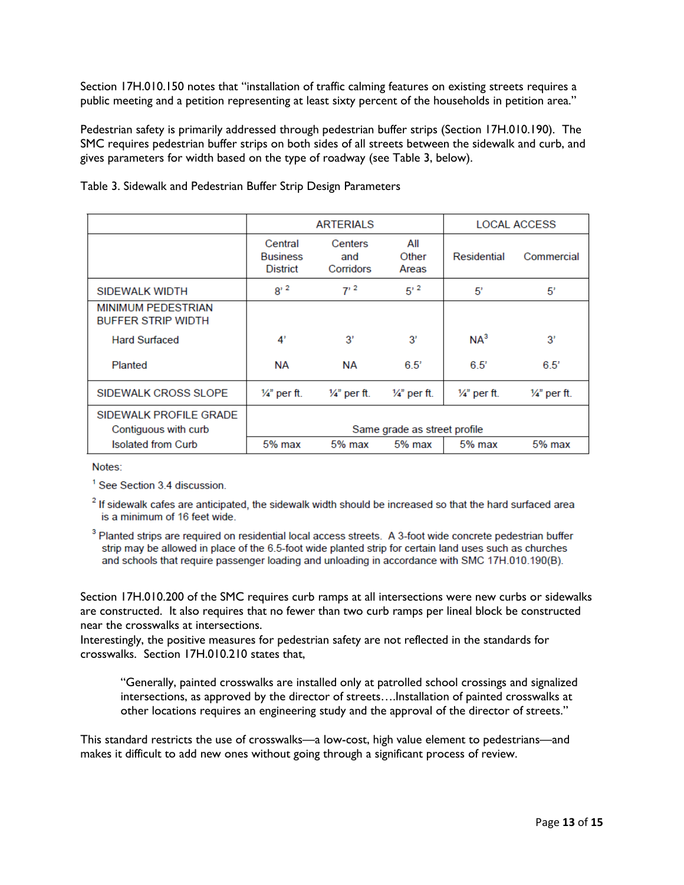Section 17H.010.150 notes that "installation of traffic calming features on existing streets requires a public meeting and a petition representing at least sixty percent of the households in petition area."

Pedestrian safety is primarily addressed through pedestrian buffer strips (Section 17H.010.190). The SMC requires pedestrian buffer strips on both sides of all streets between the sidewalk and curb, and gives parameters for width based on the type of roadway (see Table 3, below).

Table 3. Sidewalk and Pedestrian Buffer Strip Design Parameters

| | ARTERIALS | | | LOCAL ACCESS | |
|---|---|---|---|---|---|
| | Central Business District | Centers and Corridors | All Other Areas | Residential | Commercial |
| SIDEWALK WIDTH | 8' [2] | 7' [2] | 5' [2] | 5' | 5' |
| MINIMUM PEDESTRIAN BUFFER STRIP WIDTH | | | | | |
| Hard Surfaced | 4' | 3' | 3' | NA [3] | 3' |
| Planted | NA | NA | 6.5' | 6.5' | 6.5' |
| SIDEWALK CROSS SLOPE | ¼" per ft. | ¼" per ft. | ¼" per ft. | ¼" per ft. | ¼" per ft. |
| SIDEWALK PROFILE GRADE | | | | | |
| Contiguous with curb | Same grade as street profile | | | | |
| Isolated from Curb | 5% max | 5% max | 5% max | 5% max | 5% max |

Notes:

[1] See Section 3.4 discussion.

[2] If sidewalk cafes are anticipated, the sidewalk width should be increased so that the hard surfaced area is a minimum of 16 feet wide.

[3] Planted strips are required on residential local access streets. A 3-foot wide concrete pedestrian buffer strip may be allowed in place of the 6.5-foot wide planted strip for certain land uses such as churches and schools that require passenger loading and unloading in accordance with SMC 17H.010.190(B).

Section 17H.010.200 of the SMC requires curb ramps at all intersections were new curbs or sidewalks are constructed. It also requires that no fewer than two curb ramps per lineal block be constructed near the crosswalks at intersections.

Interestingly, the positive measures for pedestrian safety are not reflected in the standards for crosswalks. Section 17H.010.210 states that,

> "Generally, painted crosswalks are installed only at patrolled school crossings and signalized intersections, as approved by the director of streets….Installation of painted crosswalks at other locations requires an engineering study and the approval of the director of streets."

This standard restricts the use of crosswalks—a low-cost, high value element to pedestrians—and makes it difficult to add new ones without going through a significant process of review.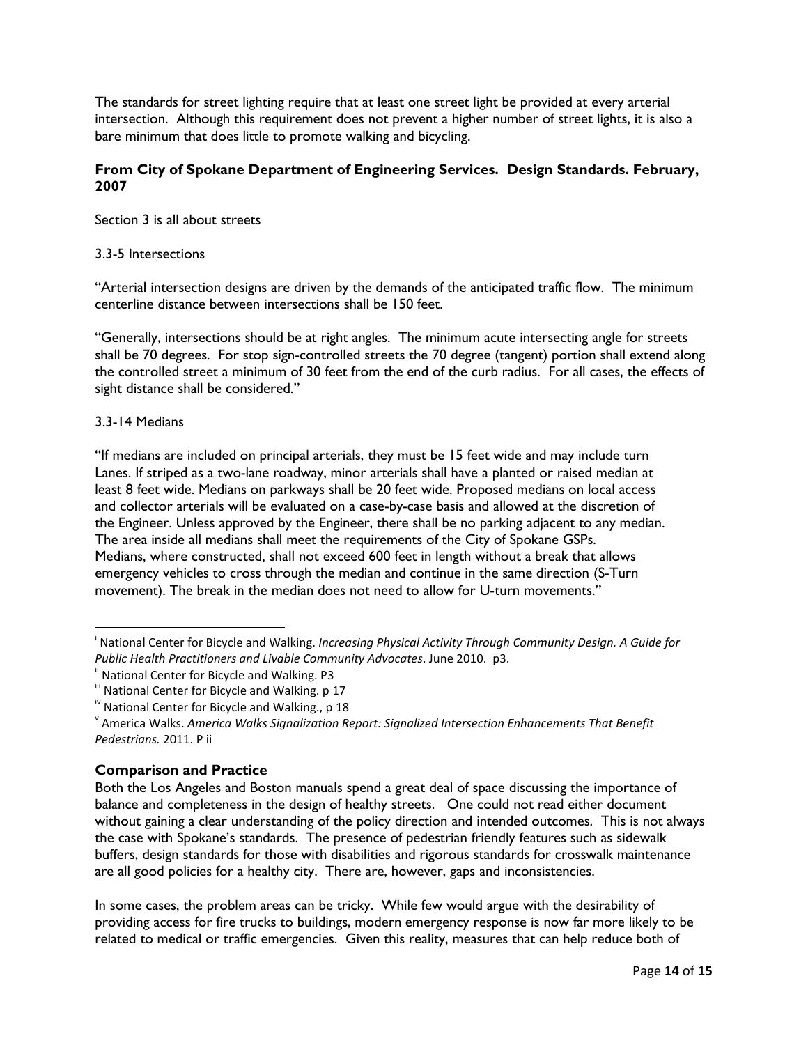The standards for street lighting require that at least one street light be provided at every arterial intersection. Although this requirement does not prevent a higher number of street lights, it is also a bare minimum that does little to promote walking and bicycling.

**From City of Spokane Department of Engineering Services. Design Standards. February, 2007**

Section 3 is all about streets

3.3-5 Intersections

"Arterial intersection designs are driven by the demands of the anticipated traffic flow. The minimum centerline distance between intersections shall be 150 feet.

"Generally, intersections should be at right angles. The minimum acute intersecting angle for streets shall be 70 degrees. For stop sign-controlled streets the 70 degree (tangent) portion shall extend along the controlled street a minimum of 30 feet from the end of the curb radius. For all cases, the effects of sight distance shall be considered."

3.3-14 Medians

"If medians are included on principal arterials, they must be 15 feet wide and may include turn Lanes. If striped as a two-lane roadway, minor arterials shall have a planted or raised median at least 8 feet wide. Medians on parkways shall be 20 feet wide. Proposed medians on local access and collector arterials will be evaluated on a case-by-case basis and allowed at the discretion of the Engineer. Unless approved by the Engineer, there shall be no parking adjacent to any median. The area inside all medians shall meet the requirements of the City of Spokane GSPs. Medians, where constructed, shall not exceed 600 feet in length without a break that allows emergency vehicles to cross through the median and continue in the same direction (S-Turn movement). The break in the median does not need to allow for U-turn movements."

[i] National Center for Bicycle and Walking. *Increasing Physical Activity Through Community Design. A Guide for Public Health Practitioners and Livable Community Advocates*. June 2010. p3.

[ii] National Center for Bicycle and Walking. P3

[iii] National Center for Bicycle and Walking. p 17

[iv] National Center for Bicycle and Walking., p 18

[v] America Walks. *America Walks Signalization Report: Signalized Intersection Enhancements That Benefit Pedestrians.* 2011. P ii

### Comparison and Practice

Both the Los Angeles and Boston manuals spend a great deal of space discussing the importance of balance and completeness in the design of healthy streets. One could not read either document without gaining a clear understanding of the policy direction and intended outcomes. This is not always the case with Spokane's standards. The presence of pedestrian friendly features such as sidewalk buffers, design standards for those with disabilities and rigorous standards for crosswalk maintenance are all good policies for a healthy city. There are, however, gaps and inconsistencies.

In some cases, the problem areas can be tricky. While few would argue with the desirability of providing access for fire trucks to buildings, modern emergency response is now far more likely to be related to medical or traffic emergencies. Given this reality, measures that can help reduce both of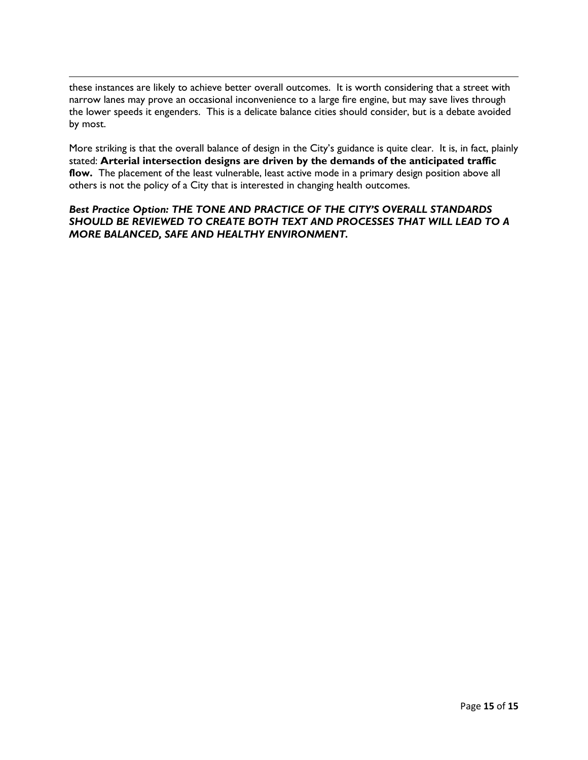these instances are likely to achieve better overall outcomes. It is worth considering that a street with narrow lanes may prove an occasional inconvenience to a large fire engine, but may save lives through the lower speeds it engenders. This is a delicate balance cities should consider, but is a debate avoided by most.

More striking is that the overall balance of design in the City's guidance is quite clear. It is, in fact, plainly stated: **Arterial intersection designs are driven by the demands of the anticipated traffic flow.** The placement of the least vulnerable, least active mode in a primary design position above all others is not the policy of a City that is interested in changing health outcomes.

***Best Practice Option: THE TONE AND PRACTICE OF THE CITY'S OVERALL STANDARDS SHOULD BE REVIEWED TO CREATE BOTH TEXT AND PROCESSES THAT WILL LEAD TO A MORE BALANCED, SAFE AND HEALTHY ENVIRONMENT.***